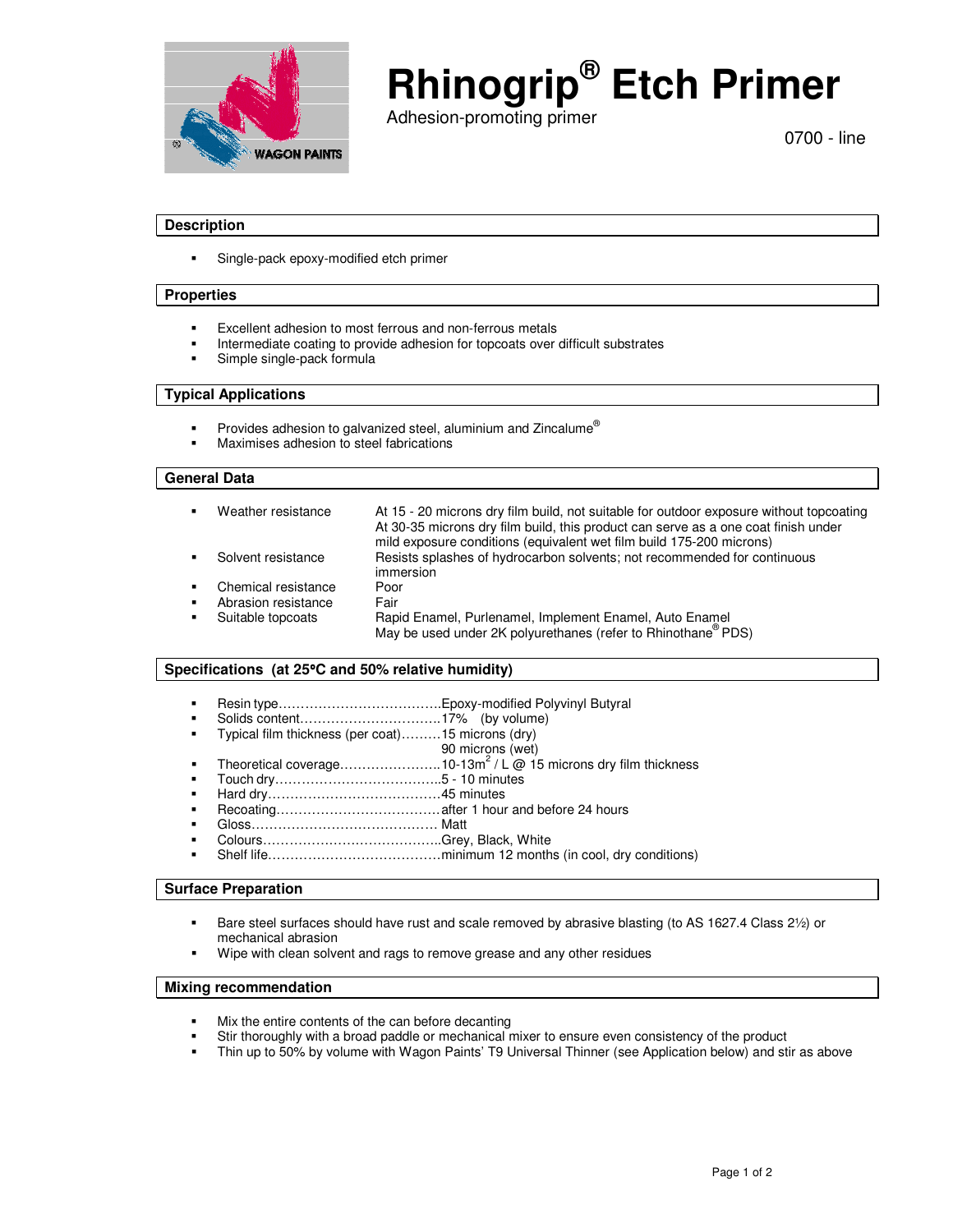# Rhinogrip® Etch Primer

Adhesion-promoting primer

0700 - line

## Description

- Single-pack epoxy-modified etch primer

## Properties

- Excellent adhesion to most ferrous and non-ferrous metals
- Intermediate coating to provide adhesion for topcoats over difficult substrates
- Simple single-pack formula

## Typical Applications

- Provides adhesion to galvanized steel, aluminium and Zincalume®
- Maximises adhesion to steel fabrications

## General Data

- Weather resistance: At 15 - 20 microns dry film build, not suitable for outdoor exposure without topcoating. At 30-35 microns dry film build, this product can serve as a one coat finish under mild exposure conditions (equivalent wet film build 175-200 microns)
- Solvent resistance: Resists splashes of hydrocarbon solvents; not recommended for continuous immersion
- Chemical resistance: Poor
- Abrasion resistance: Fair
- Suitable topcoats: Rapid Enamel, Purlenamel, Implement Enamel, Auto Enamel. May be used under 2K polyurethanes (refer to Rhinothane® PDS)

## Specifications (at 25°C and 50% relative humidity)

- Resin type…………Epoxy-modified Polyvinyl Butyral
- Solids content…………17% (by volume)
- Typical film thickness (per coat)…………15 microns (dry), 90 microns (wet)
- Theoretical coverage…………10-13m² / L @ 15 microns dry film thickness
- Touch dry…………5 - 10 minutes
- Hard dry…………45 minutes
- Recoating…………after 1 hour and before 24 hours
- Gloss………… Matt
- Colours…………Grey, Black, White
- Shelf life…………minimum 12 months (in cool, dry conditions)

## Surface Preparation

- Bare steel surfaces should have rust and scale removed by abrasive blasting (to AS 1627.4 Class 2½) or mechanical abrasion
- Wipe with clean solvent and rags to remove grease and any other residues

## Mixing recommendation

- Mix the entire contents of the can before decanting
- Stir thoroughly with a broad paddle or mechanical mixer to ensure even consistency of the product
- Thin up to 50% by volume with Wagon Paints' T9 Universal Thinner (see Application below) and stir as above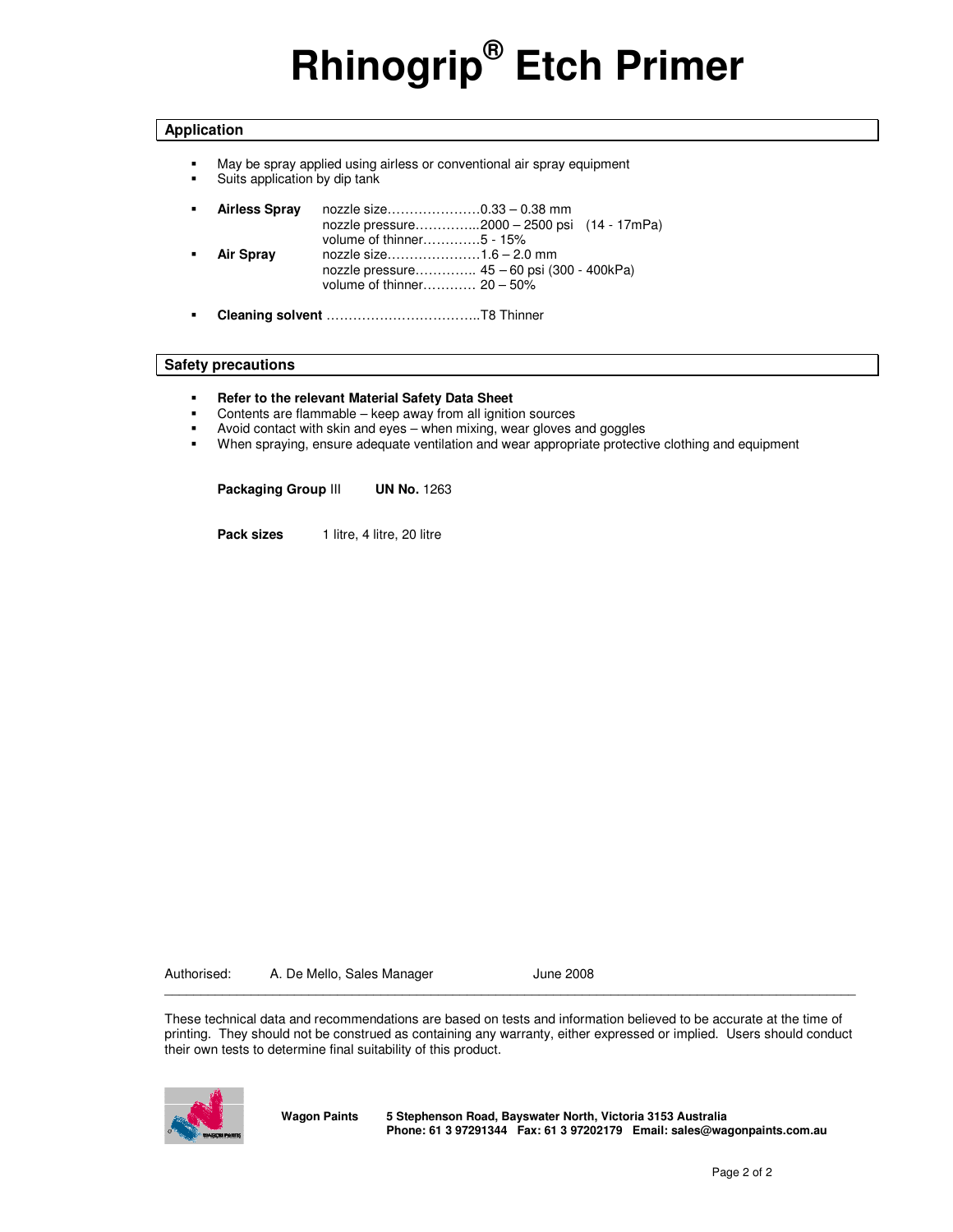# Rhinogrip® Etch Primer

## Application

- May be spray applied using airless or conventional air spray equipment
- Suits application by dip tank

- **Airless Spray** nozzle size…………………0.33 – 0.38 mm
  nozzle pressure…………..2000 – 2500 psi (14 - 17mPa)
  volume of thinner………….5 - 15%
- **Air Spray** nozzle size…………………1.6 – 2.0 mm
  nozzle pressure…………. 45 – 60 psi (300 - 400kPa)
  volume of thinner………… 20 – 50%

- **Cleaning solvent** ……………………………..T8 Thinner

## Safety precautions

- **Refer to the relevant Material Safety Data Sheet**
- Contents are flammable – keep away from all ignition sources
- Avoid contact with skin and eyes – when mixing, wear gloves and goggles
- When spraying, ensure adequate ventilation and wear appropriate protective clothing and equipment

**Packaging Group** III **UN No.** 1263

**Pack sizes** 1 litre, 4 litre, 20 litre

Authorised: A. De Mello, Sales Manager June 2008

These technical data and recommendations are based on tests and information believed to be accurate at the time of printing. They should not be construed as containing any warranty, either expressed or implied. Users should conduct their own tests to determine final suitability of this product.

**Wagon Paints** **5 Stephenson Road, Bayswater North, Victoria 3153 Australia**
**Phone: 61 3 97291344 Fax: 61 3 97202179 Email: sales@wagonpaints.com.au**